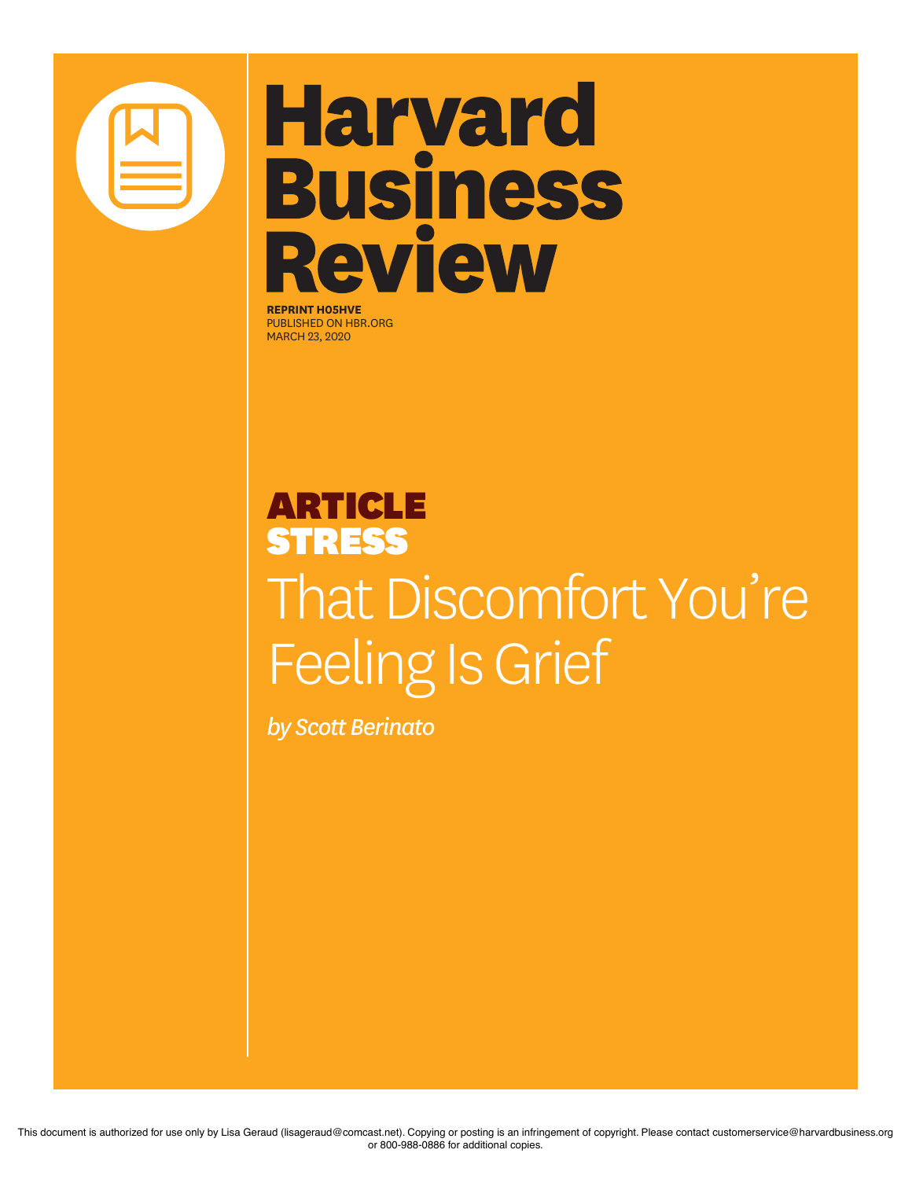# Harvard Business Review

**REPRINT H05HVE**
PUBLISHED ON HBR.ORG
MARCH 23, 2020

**ARTICLE**
**STRESS**

## That Discomfort You're Feeling Is Grief

*by Scott Berinato*

This document is authorized for use only by Lisa Geraud (lisageraud@comcast.net). Copying or posting is an infringement of copyright. Please contact customerservice@harvardbusiness.org or 800-988-0886 for additional copies.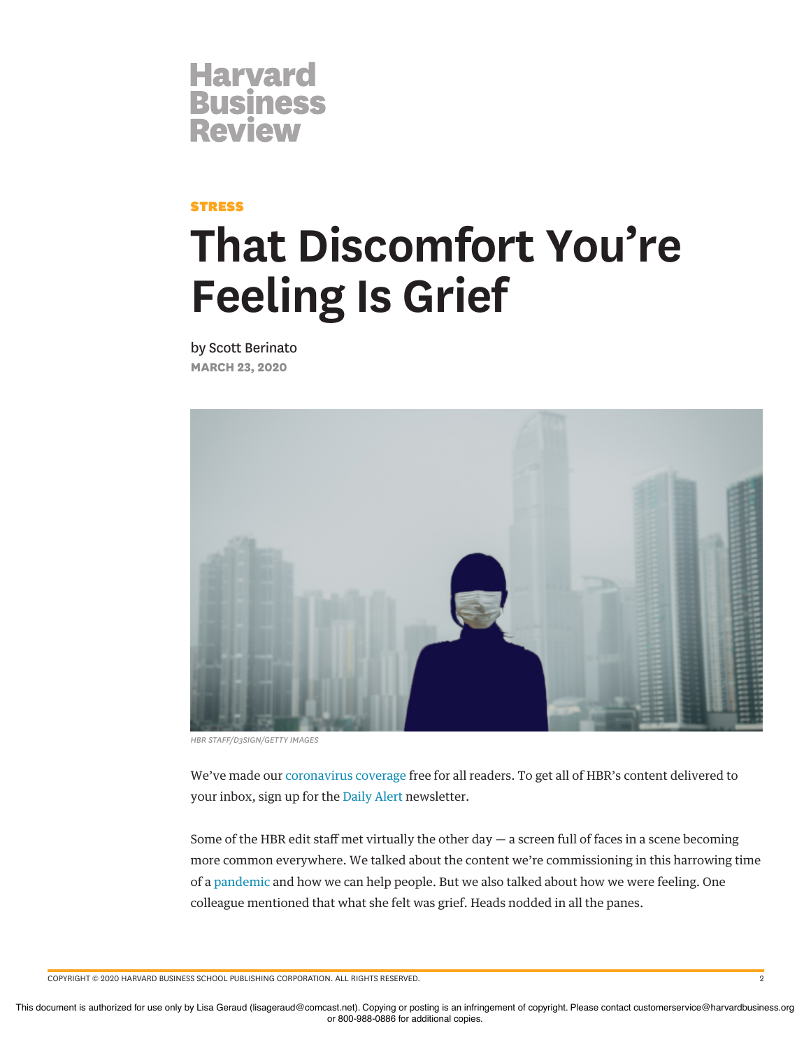Harvard Business Review

**STRESS**

# That Discomfort You're Feeling Is Grief

by Scott Berinato

**MARCH 23, 2020**

*HBR STAFF/D3SIGN/GETTY IMAGES*

We've made our coronavirus coverage free for all readers. To get all of HBR's content delivered to your inbox, sign up for the Daily Alert newsletter.

Some of the HBR edit staff met virtually the other day — a screen full of faces in a scene becoming more common everywhere. We talked about the content we're commissioning in this harrowing time of a pandemic and how we can help people. But we also talked about how we were feeling. One colleague mentioned that what she felt was grief. Heads nodded in all the panes.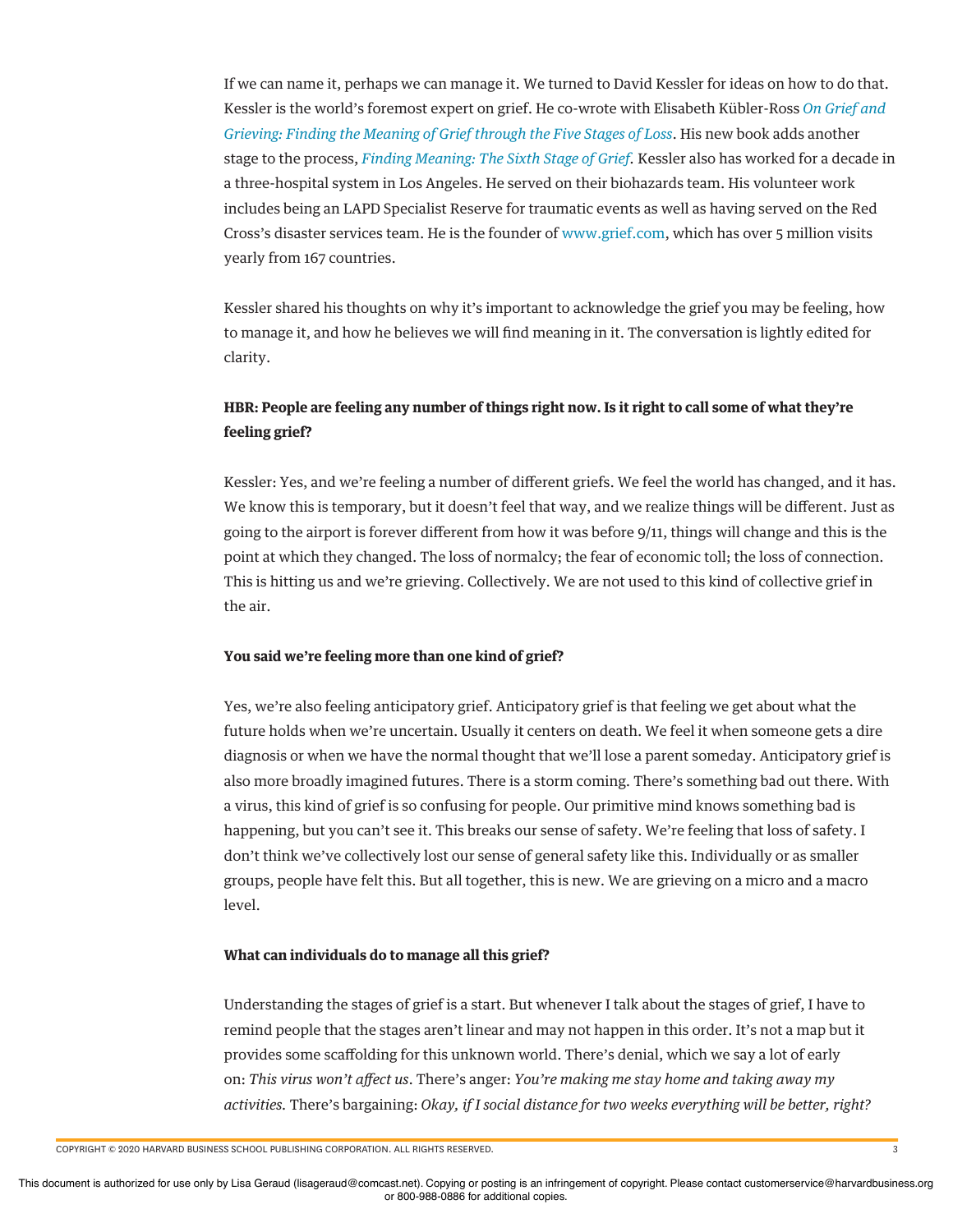If we can name it, perhaps we can manage it. We turned to David Kessler for ideas on how to do that. Kessler is the world's foremost expert on grief. He co-wrote with Elisabeth Kübler-Ross *On Grief and Grieving: Finding the Meaning of Grief through the Five Stages of Loss*. His new book adds another stage to the process, *Finding Meaning: The Sixth Stage of Grief.* Kessler also has worked for a decade in a three-hospital system in Los Angeles. He served on their biohazards team. His volunteer work includes being an LAPD Specialist Reserve for traumatic events as well as having served on the Red Cross's disaster services team. He is the founder of www.grief.com, which has over 5 million visits yearly from 167 countries.

Kessler shared his thoughts on why it's important to acknowledge the grief you may be feeling, how to manage it, and how he believes we will find meaning in it. The conversation is lightly edited for clarity.

**HBR: People are feeling any number of things right now. Is it right to call some of what they're feeling grief?**

Kessler: Yes, and we're feeling a number of different griefs. We feel the world has changed, and it has. We know this is temporary, but it doesn't feel that way, and we realize things will be different. Just as going to the airport is forever different from how it was before 9/11, things will change and this is the point at which they changed. The loss of normalcy; the fear of economic toll; the loss of connection. This is hitting us and we're grieving. Collectively. We are not used to this kind of collective grief in the air.

**You said we're feeling more than one kind of grief?**

Yes, we're also feeling anticipatory grief. Anticipatory grief is that feeling we get about what the future holds when we're uncertain. Usually it centers on death. We feel it when someone gets a dire diagnosis or when we have the normal thought that we'll lose a parent someday. Anticipatory grief is also more broadly imagined futures. There is a storm coming. There's something bad out there. With a virus, this kind of grief is so confusing for people. Our primitive mind knows something bad is happening, but you can't see it. This breaks our sense of safety. We're feeling that loss of safety. I don't think we've collectively lost our sense of general safety like this. Individually or as smaller groups, people have felt this. But all together, this is new. We are grieving on a micro and a macro level.

**What can individuals do to manage all this grief?**

Understanding the stages of grief is a start. But whenever I talk about the stages of grief, I have to remind people that the stages aren't linear and may not happen in this order. It's not a map but it provides some scaffolding for this unknown world. There's denial, which we say a lot of early on: *This virus won't affect us*. There's anger: *You're making me stay home and taking away my activities.* There's bargaining: *Okay, if I social distance for two weeks everything will be better, right?*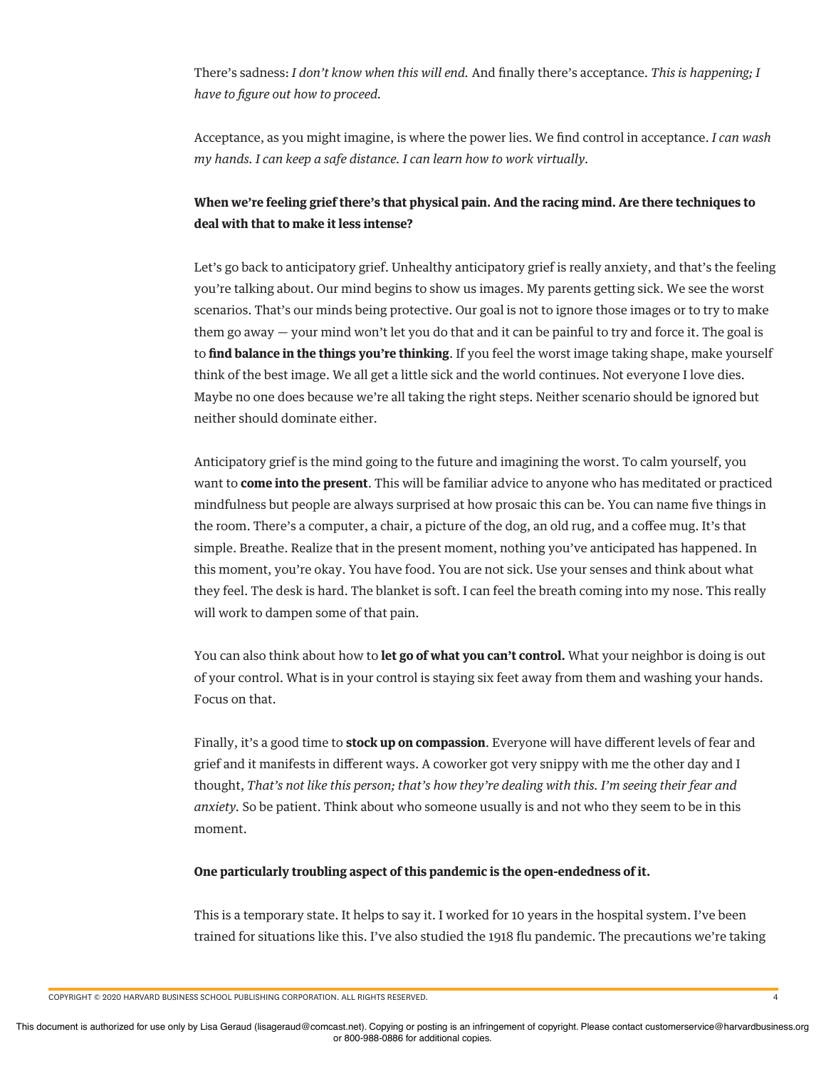There's sadness: *I don't know when this will end.* And finally there's acceptance. *This is happening; I have to figure out how to proceed.*

Acceptance, as you might imagine, is where the power lies. We find control in acceptance. *I can wash my hands. I can keep a safe distance. I can learn how to work virtually.*

**When we're feeling grief there's that physical pain. And the racing mind. Are there techniques to deal with that to make it less intense?**

Let's go back to anticipatory grief. Unhealthy anticipatory grief is really anxiety, and that's the feeling you're talking about. Our mind begins to show us images. My parents getting sick. We see the worst scenarios. That's our minds being protective. Our goal is not to ignore those images or to try to make them go away — your mind won't let you do that and it can be painful to try and force it. The goal is to **find balance in the things you're thinking**. If you feel the worst image taking shape, make yourself think of the best image. We all get a little sick and the world continues. Not everyone I love dies. Maybe no one does because we're all taking the right steps. Neither scenario should be ignored but neither should dominate either.

Anticipatory grief is the mind going to the future and imagining the worst. To calm yourself, you want to **come into the present**. This will be familiar advice to anyone who has meditated or practiced mindfulness but people are always surprised at how prosaic this can be. You can name five things in the room. There's a computer, a chair, a picture of the dog, an old rug, and a coffee mug. It's that simple. Breathe. Realize that in the present moment, nothing you've anticipated has happened. In this moment, you're okay. You have food. You are not sick. Use your senses and think about what they feel. The desk is hard. The blanket is soft. I can feel the breath coming into my nose. This really will work to dampen some of that pain.

You can also think about how to **let go of what you can't control.** What your neighbor is doing is out of your control. What is in your control is staying six feet away from them and washing your hands. Focus on that.

Finally, it's a good time to **stock up on compassion**. Everyone will have different levels of fear and grief and it manifests in different ways. A coworker got very snippy with me the other day and I thought, *That's not like this person; that's how they're dealing with this. I'm seeing their fear and anxiety.* So be patient. Think about who someone usually is and not who they seem to be in this moment.

**One particularly troubling aspect of this pandemic is the open-endedness of it.**

This is a temporary state. It helps to say it. I worked for 10 years in the hospital system. I've been trained for situations like this. I've also studied the 1918 flu pandemic. The precautions we're taking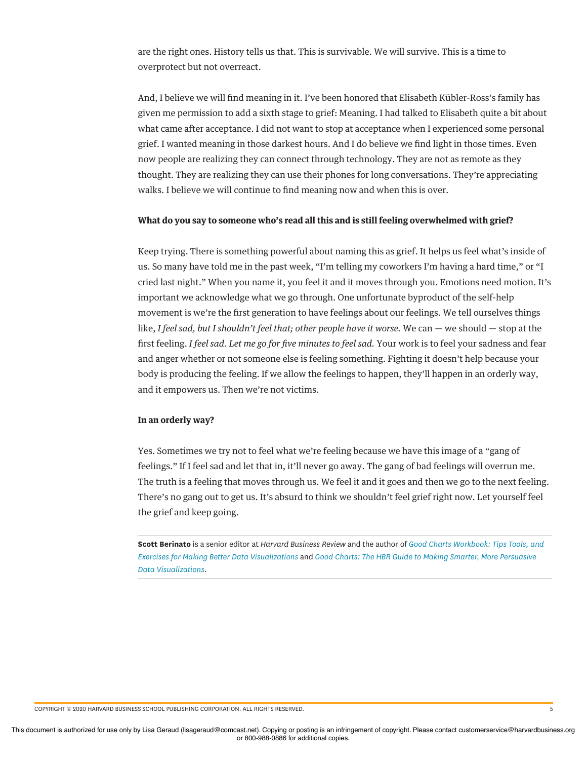are the right ones. History tells us that. This is survivable. We will survive. This is a time to overprotect but not overreact.

And, I believe we will find meaning in it. I've been honored that Elisabeth Kübler-Ross's family has given me permission to add a sixth stage to grief: Meaning. I had talked to Elisabeth quite a bit about what came after acceptance. I did not want to stop at acceptance when I experienced some personal grief. I wanted meaning in those darkest hours. And I do believe we find light in those times. Even now people are realizing they can connect through technology. They are not as remote as they thought. They are realizing they can use their phones for long conversations. They're appreciating walks. I believe we will continue to find meaning now and when this is over.

**What do you say to someone who's read all this and is still feeling overwhelmed with grief?**

Keep trying. There is something powerful about naming this as grief. It helps us feel what's inside of us. So many have told me in the past week, "I'm telling my coworkers I'm having a hard time," or "I cried last night." When you name it, you feel it and it moves through you. Emotions need motion. It's important we acknowledge what we go through. One unfortunate byproduct of the self-help movement is we're the first generation to have feelings about our feelings. We tell ourselves things like, *I feel sad, but I shouldn't feel that; other people have it worse.* We can — we should — stop at the first feeling. *I feel sad. Let me go for five minutes to feel sad.* Your work is to feel your sadness and fear and anger whether or not someone else is feeling something. Fighting it doesn't help because your body is producing the feeling. If we allow the feelings to happen, they'll happen in an orderly way, and it empowers us. Then we're not victims.

**In an orderly way?**

Yes. Sometimes we try not to feel what we're feeling because we have this image of a "gang of feelings." If I feel sad and let that in, it'll never go away. The gang of bad feelings will overrun me. The truth is a feeling that moves through us. We feel it and it goes and then we go to the next feeling. There's no gang out to get us. It's absurd to think we shouldn't feel grief right now. Let yourself feel the grief and keep going.

---

**Scott Berinato** is a senior editor at *Harvard Business Review* and the author of *Good Charts Workbook: Tips Tools, and Exercises for Making Better Data Visualizations* and *Good Charts: The HBR Guide to Making Smarter, More Persuasive Data Visualizations*.

---

COPYRIGHT © 2020 HARVARD BUSINESS SCHOOL PUBLISHING CORPORATION. ALL RIGHTS RESERVED.

This document is authorized for use only by Lisa Geraud (lisageraud@comcast.net). Copying or posting is an infringement of copyright. Please contact customerservice@harvardbusiness.org or 800-988-0886 for additional copies.